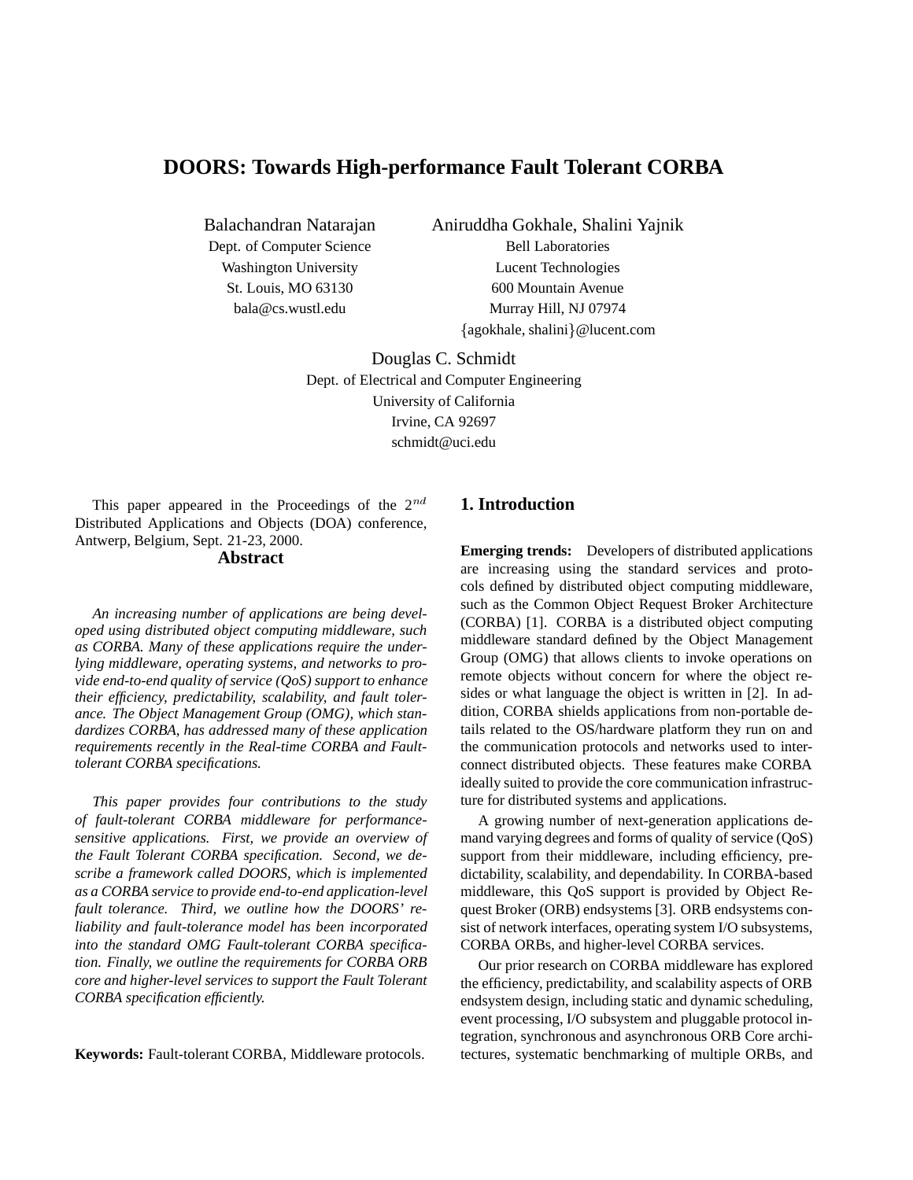# DOORS: Towards High-performance Fault Tolerant CORBA

Balachandran Natarajan
Dept. of Computer Science
Washington University
St. Louis, MO 63130
bala@cs.wustl.edu

Aniruddha Gokhale, Shalini Yajnik
Bell Laboratories
Lucent Technologies
600 Mountain Avenue
Murray Hill, NJ 07974
{agokhale, shalini}@lucent.com

Douglas C. Schmidt
Dept. of Electrical and Computer Engineering
University of California
Irvine, CA 92697
schmidt@uci.edu

This paper appeared in the Proceedings of the $2^{nd}$ Distributed Applications and Objects (DOA) conference, Antwerp, Belgium, Sept. 21-23, 2000.

## Abstract

*An increasing number of applications are being developed using distributed object computing middleware, such as CORBA. Many of these applications require the underlying middleware, operating systems, and networks to provide end-to-end quality of service (QoS) support to enhance their efficiency, predictability, scalability, and fault tolerance. The Object Management Group (OMG), which standardizes CORBA, has addressed many of these application requirements recently in the Real-time CORBA and Fault-tolerant CORBA specifications.*

*This paper provides four contributions to the study of fault-tolerant CORBA middleware for performance-sensitive applications. First, we provide an overview of the Fault Tolerant CORBA specification. Second, we describe a framework called DOORS, which is implemented as a CORBA service to provide end-to-end application-level fault tolerance. Third, we outline how the DOORS' reliability and fault-tolerance model has been incorporated into the standard OMG Fault-tolerant CORBA specification. Finally, we outline the requirements for CORBA ORB core and higher-level services to support the Fault Tolerant CORBA specification efficiently.*

**Keywords:** Fault-tolerant CORBA, Middleware protocols.

## 1. Introduction

**Emerging trends:** Developers of distributed applications are increasing using the standard services and protocols defined by distributed object computing middleware, such as the Common Object Request Broker Architecture (CORBA) [1]. CORBA is a distributed object computing middleware standard defined by the Object Management Group (OMG) that allows clients to invoke operations on remote objects without concern for where the object resides or what language the object is written in [2]. In addition, CORBA shields applications from non-portable details related to the OS/hardware platform they run on and the communication protocols and networks used to interconnect distributed objects. These features make CORBA ideally suited to provide the core communication infrastructure for distributed systems and applications.

A growing number of next-generation applications demand varying degrees and forms of quality of service (QoS) support from their middleware, including efficiency, predictability, scalability, and dependability. In CORBA-based middleware, this QoS support is provided by Object Request Broker (ORB) endsystems [3]. ORB endsystems consist of network interfaces, operating system I/O subsystems, CORBA ORBs, and higher-level CORBA services.

Our prior research on CORBA middleware has explored the efficiency, predictability, and scalability aspects of ORB endsystem design, including static and dynamic scheduling, event processing, I/O subsystem and pluggable protocol integration, synchronous and asynchronous ORB Core architectures, systematic benchmarking of multiple ORBs, and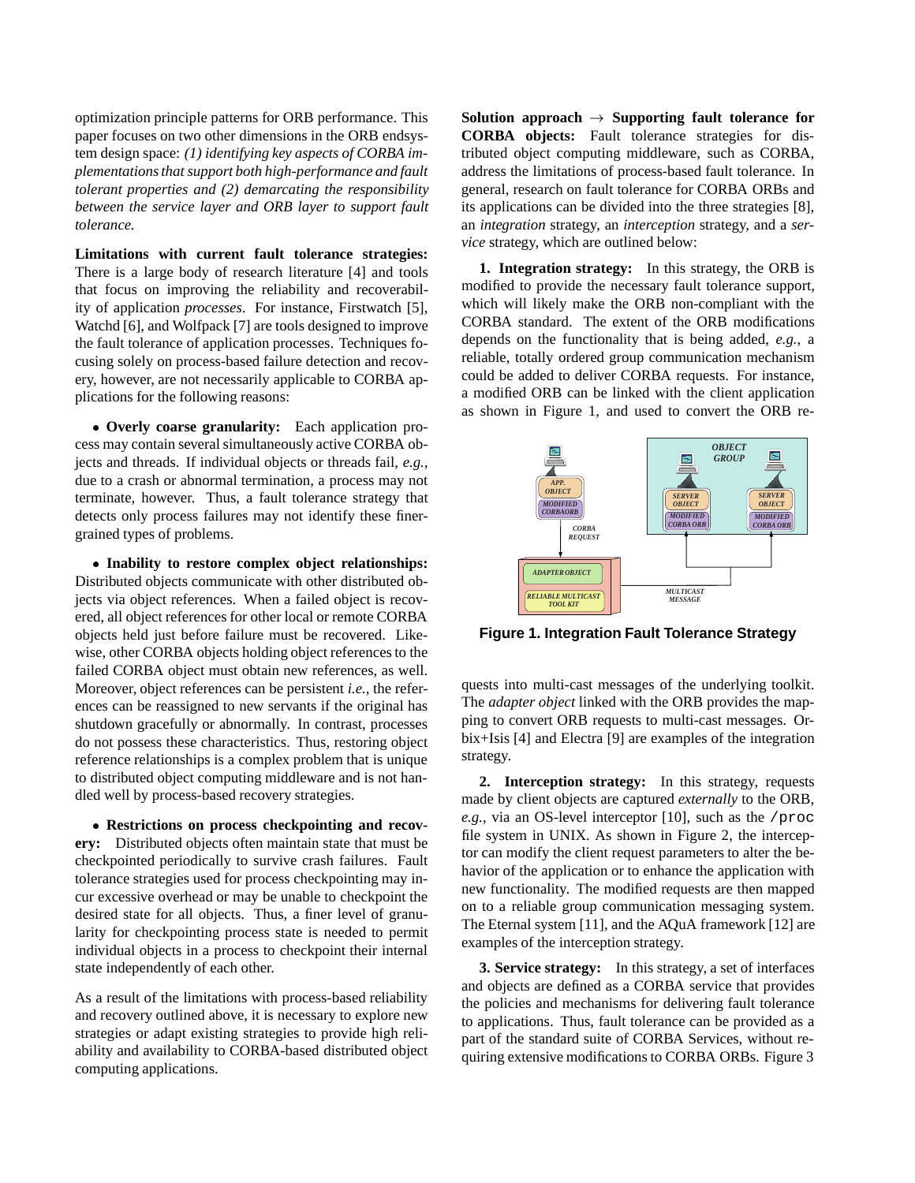optimization principle patterns for ORB performance. This paper focuses on two other dimensions in the ORB endsystem design space: *(1) identifying key aspects of CORBA implementations that support both high-performance and fault tolerant properties and (2) demarcating the responsibility between the service layer and ORB layer to support fault tolerance.*

**Limitations with current fault tolerance strategies:** There is a large body of research literature [4] and tools that focus on improving the reliability and recoverability of application *processes*. For instance, Firstwatch [5], Watchd [6], and Wolfpack [7] are tools designed to improve the fault tolerance of application processes. Techniques focusing solely on process-based failure detection and recovery, however, are not necessarily applicable to CORBA applications for the following reasons:

- **Overly coarse granularity:** Each application process may contain several simultaneously active CORBA objects and threads. If individual objects or threads fail, *e.g.*, due to a crash or abnormal termination, a process may not terminate, however. Thus, a fault tolerance strategy that detects only process failures may not identify these finer-grained types of problems.

- **Inability to restore complex object relationships:** Distributed objects communicate with other distributed objects via object references. When a failed object is recovered, all object references for other local or remote CORBA objects held just before failure must be recovered. Likewise, other CORBA objects holding object references to the failed CORBA object must obtain new references, as well. Moreover, object references can be persistent *i.e.*, the references can be reassigned to new servants if the original has shutdown gracefully or abnormally. In contrast, processes do not possess these characteristics. Thus, restoring object reference relationships is a complex problem that is unique to distributed object computing middleware and is not handled well by process-based recovery strategies.

- **Restrictions on process checkpointing and recovery:** Distributed objects often maintain state that must be checkpointed periodically to survive crash failures. Fault tolerance strategies used for process checkpointing may incur excessive overhead or may be unable to checkpoint the desired state for all objects. Thus, a finer level of granularity for checkpointing process state is needed to permit individual objects in a process to checkpoint their internal state independently of each other.

As a result of the limitations with process-based reliability and recovery outlined above, it is necessary to explore new strategies or adapt existing strategies to provide high reliability and availability to CORBA-based distributed object computing applications.

**Solution approach $\rightarrow$ Supporting fault tolerance for CORBA objects:** Fault tolerance strategies for distributed object computing middleware, such as CORBA, address the limitations of process-based fault tolerance. In general, research on fault tolerance for CORBA ORBs and its applications can be divided into the three strategies [8], an *integration* strategy, an *interception* strategy, and a *service* strategy, which are outlined below:

**1. Integration strategy:** In this strategy, the ORB is modified to provide the necessary fault tolerance support, which will likely make the ORB non-compliant with the CORBA standard. The extent of the ORB modifications depends on the functionality that is being added, *e.g.*, a reliable, totally ordered group communication mechanism could be added to deliver CORBA requests. For instance, a modified ORB can be linked with the client application as shown in Figure 1, and used to convert the ORB requests into multi-cast messages of the underlying toolkit. The *adapter object* linked with the ORB provides the mapping to convert ORB requests to multi-cast messages. Orbix+Isis [4] and Electra [9] are examples of the integration strategy.

**Figure 1. Integration Fault Tolerance Strategy**

**2. Interception strategy:** In this strategy, requests made by client objects are captured *externally* to the ORB, *e.g.*, via an OS-level interceptor [10], such as the /proc file system in UNIX. As shown in Figure 2, the interceptor can modify the client request parameters to alter the behavior of the application or to enhance the application with new functionality. The modified requests are then mapped on to a reliable group communication messaging system. The Eternal system [11], and the AQuA framework [12] are examples of the interception strategy.

**3. Service strategy:** In this strategy, a set of interfaces and objects are defined as a CORBA service that provides the policies and mechanisms for delivering fault tolerance to applications. Thus, fault tolerance can be provided as a part of the standard suite of CORBA Services, without requiring extensive modifications to CORBA ORBs. Figure 3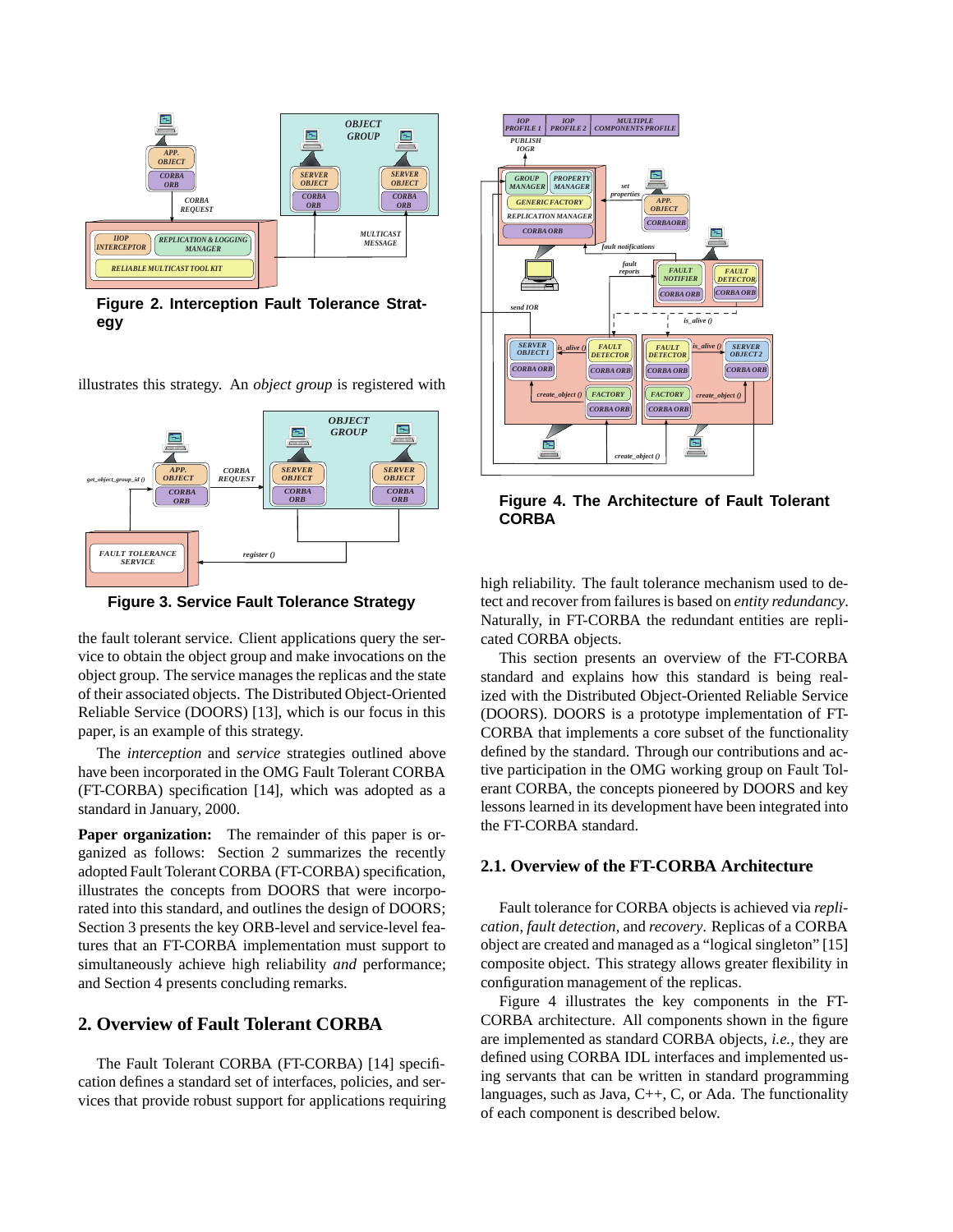Figure 2. Interception Fault Tolerance Strategy

illustrates this strategy. An *object group* is registered with

Figure 3. Service Fault Tolerance Strategy

the fault tolerant service. Client applications query the service to obtain the object group and make invocations on the object group. The service manages the replicas and the state of their associated objects. The Distributed Object-Oriented Reliable Service (DOORS) [13], which is our focus in this paper, is an example of this strategy.

The *interception* and *service* strategies outlined above have been incorporated in the OMG Fault Tolerant CORBA (FT-CORBA) specification [14], which was adopted as a standard in January, 2000.

**Paper organization:** The remainder of this paper is organized as follows: Section 2 summarizes the recently adopted Fault Tolerant CORBA (FT-CORBA) specification, illustrates the concepts from DOORS that were incorporated into this standard, and outlines the design of DOORS; Section 3 presents the key ORB-level and service-level features that an FT-CORBA implementation must support to simultaneously achieve high reliability *and* performance; and Section 4 presents concluding remarks.

## 2. Overview of Fault Tolerant CORBA

The Fault Tolerant CORBA (FT-CORBA) [14] specification defines a standard set of interfaces, policies, and services that provide robust support for applications requiring

Figure 4. The Architecture of Fault Tolerant CORBA

high reliability. The fault tolerance mechanism used to detect and recover from failures is based on *entity redundancy*. Naturally, in FT-CORBA the redundant entities are replicated CORBA objects.

This section presents an overview of the FT-CORBA standard and explains how this standard is being realized with the Distributed Object-Oriented Reliable Service (DOORS). DOORS is a prototype implementation of FT-CORBA that implements a core subset of the functionality defined by the standard. Through our contributions and active participation in the OMG working group on Fault Tolerant CORBA, the concepts pioneered by DOORS and key lessons learned in its development have been integrated into the FT-CORBA standard.

### 2.1. Overview of the FT-CORBA Architecture

Fault tolerance for CORBA objects is achieved via *replication*, *fault detection*, and *recovery*. Replicas of a CORBA object are created and managed as a "logical singleton" [15] composite object. This strategy allows greater flexibility in configuration management of the replicas.

Figure 4 illustrates the key components in the FT-CORBA architecture. All components shown in the figure are implemented as standard CORBA objects, *i.e.*, they are defined using CORBA IDL interfaces and implemented using servants that can be written in standard programming languages, such as Java, C++, C, or Ada. The functionality of each component is described below.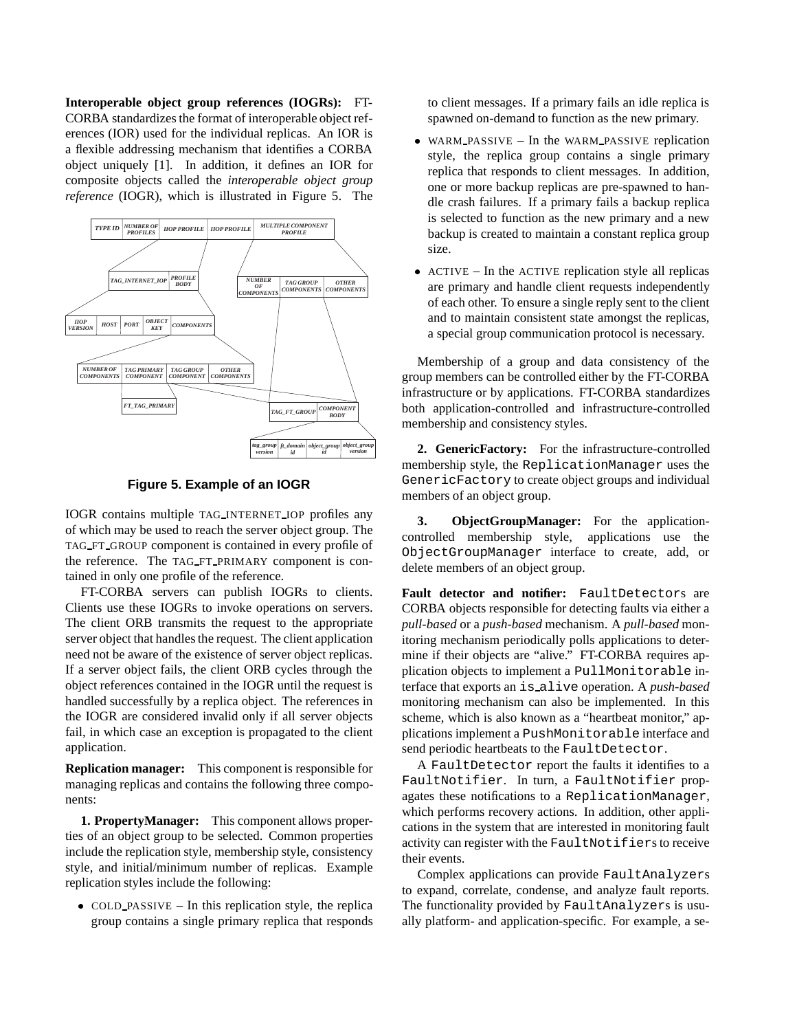**Interoperable object group references (IOGRs):** FT-CORBA standardizes the format of interoperable object references (IOR) used for the individual replicas. An IOR is a flexible addressing mechanism that identifies a CORBA object uniquely [1]. In addition, it defines an IOR for composite objects called the *interoperable object group reference* (IOGR), which is illustrated in Figure 5. The

TYPE ID
NUMBER OF PROFILES
IIOP PROFILE
IIOP PROFILE
MULTIPLE COMPONENT PROFILE
TAG_INTERNET_IOP
PROFILE BODY
NUMBER OF COMPONENTS
TAG GROUP COMPONENTS
OTHER COMPONENTS
IIOP VERSION
HOST
PORT
OBJECT KEY
COMPONENTS
NUMBER OF COMPONENTS
TAG PRIMARY COMPONENT
TAG GROUP COMPONENT
OTHER COMPONENTS
FT_TAG_PRIMARY
TAG_FT_GROUP
COMPONENT BODY
tag_group version
ft_domain id
object_group id
object_group version

**Figure 5. Example of an IOGR**

IOGR contains multiple TAG_INTERNET_IOP profiles any of which may be used to reach the server object group. The TAG_FT_GROUP component is contained in every profile of the reference. The TAG_FT_PRIMARY component is contained in only one profile of the reference.

FT-CORBA servers can publish IOGRs to clients. Clients use these IOGRs to invoke operations on servers. The client ORB transmits the request to the appropriate server object that handles the request. The client application need not be aware of the existence of server object replicas. If a server object fails, the client ORB cycles through the object references contained in the IOGR until the request is handled successfully by a replica object. The references in the IOGR are considered invalid only if all server objects fail, in which case an exception is propagated to the client application.

**Replication manager:** This component is responsible for managing replicas and contains the following three components:

**1. PropertyManager:** This component allows properties of an object group to be selected. Common properties include the replication style, membership style, consistency style, and initial/minimum number of replicas. Example replication styles include the following:

- COLD_PASSIVE – In this replication style, the replica group contains a single primary replica that responds to client messages. If a primary fails an idle replica is spawned on-demand to function as the new primary.
- WARM_PASSIVE – In the WARM_PASSIVE replication style, the replica group contains a single primary replica that responds to client messages. In addition, one or more backup replicas are pre-spawned to handle crash failures. If a primary fails a backup replica is selected to function as the new primary and a new backup is created to maintain a constant replica group size.
- ACTIVE – In the ACTIVE replication style all replicas are primary and handle client requests independently of each other. To ensure a single reply sent to the client and to maintain consistent state amongst the replicas, a special group communication protocol is necessary.

Membership of a group and data consistency of the group members can be controlled either by the FT-CORBA infrastructure or by applications. FT-CORBA standardizes both application-controlled and infrastructure-controlled membership and consistency styles.

**2. GenericFactory:** For the infrastructure-controlled membership style, the `ReplicationManager` uses the `GenericFactory` to create object groups and individual members of an object group.

**3. ObjectGroupManager:** For the application-controlled membership style, applications use the `ObjectGroupManager` interface to create, add, or delete members of an object group.

**Fault detector and notifier:** `FaultDetector`s are CORBA objects responsible for detecting faults via either a *pull-based* or a *push-based* mechanism. A *pull-based* monitoring mechanism periodically polls applications to determine if their objects are "alive." FT-CORBA requires application objects to implement a `PullMonitorable` interface that exports an `is_alive` operation. A *push-based* monitoring mechanism can also be implemented. In this scheme, which is also known as a "heartbeat monitor," applications implement a `PushMonitorable` interface and send periodic heartbeats to the `FaultDetector`.

A `FaultDetector` report the faults it identifies to a `FaultNotifier`. In turn, a `FaultNotifier` propagates these notifications to a `ReplicationManager`, which performs recovery actions. In addition, other applications in the system that are interested in monitoring fault activity can register with the `FaultNotifier`s to receive their events.

Complex applications can provide `FaultAnalyzer`s to expand, correlate, condense, and analyze fault reports. The functionality provided by `FaultAnalyzer`s is usually platform- and application-specific. For example, a se-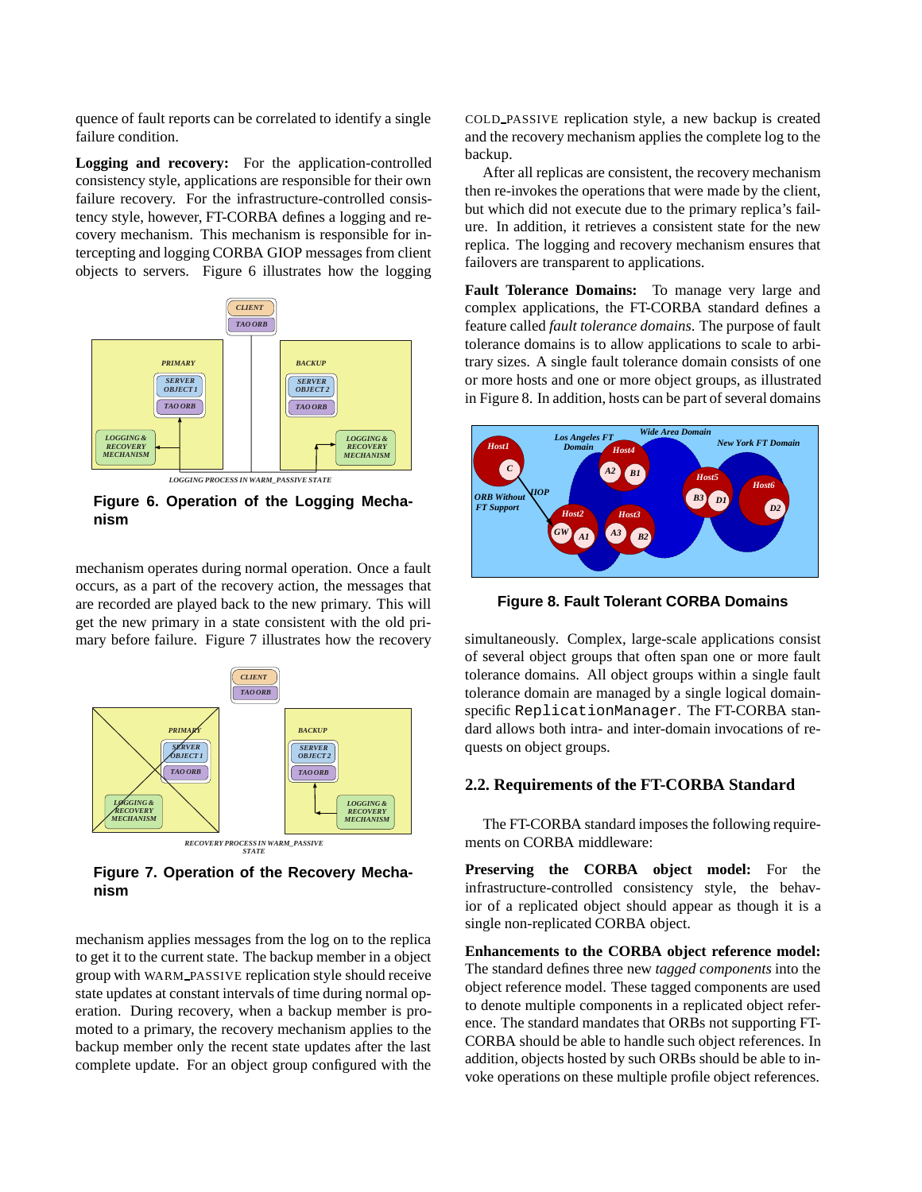quence of fault reports can be correlated to identify a single failure condition.

**Logging and recovery:** For the application-controlled consistency style, applications are responsible for their own failure recovery. For the infrastructure-controlled consistency style, however, FT-CORBA defines a logging and recovery mechanism. This mechanism is responsible for intercepting and logging CORBA GIOP messages from client objects to servers. Figure 6 illustrates how the logging

**Figure 6. Operation of the Logging Mechanism**

mechanism operates during normal operation. Once a fault occurs, as a part of the recovery action, the messages that are recorded are played back to the new primary. This will get the new primary in a state consistent with the old primary before failure. Figure 7 illustrates how the recovery

**Figure 7. Operation of the Recovery Mechanism**

mechanism applies messages from the log on to the replica to get it to the current state. The backup member in a object group with WARM_PASSIVE replication style should receive state updates at constant intervals of time during normal operation. During recovery, when a backup member is promoted to a primary, the recovery mechanism applies to the backup member only the recent state updates after the last complete update. For an object group configured with the COLD_PASSIVE replication style, a new backup is created and the recovery mechanism applies the complete log to the backup.

After all replicas are consistent, the recovery mechanism then re-invokes the operations that were made by the client, but which did not execute due to the primary replica's failure. In addition, it retrieves a consistent state for the new replica. The logging and recovery mechanism ensures that failovers are transparent to applications.

**Fault Tolerance Domains:** To manage very large and complex applications, the FT-CORBA standard defines a feature called *fault tolerance domains*. The purpose of fault tolerance domains is to allow applications to scale to arbitrary sizes. A single fault tolerance domain consists of one or more hosts and one or more object groups, as illustrated in Figure 8. In addition, hosts can be part of several domains

**Figure 8. Fault Tolerant CORBA Domains**

simultaneously. Complex, large-scale applications consist of several object groups that often span one or more fault tolerance domains. All object groups within a single fault tolerance domain are managed by a single logical domain-specific `ReplicationManager`. The FT-CORBA standard allows both intra- and inter-domain invocations of requests on object groups.

## 2.2. Requirements of the FT-CORBA Standard

The FT-CORBA standard imposes the following requirements on CORBA middleware:

**Preserving the CORBA object model:** For the infrastructure-controlled consistency style, the behavior of a replicated object should appear as though it is a single non-replicated CORBA object.

**Enhancements to the CORBA object reference model:** The standard defines three new *tagged components* into the object reference model. These tagged components are used to denote multiple components in a replicated object reference. The standard mandates that ORBs not supporting FT-CORBA should be able to handle such object references. In addition, objects hosted by such ORBs should be able to invoke operations on these multiple profile object references.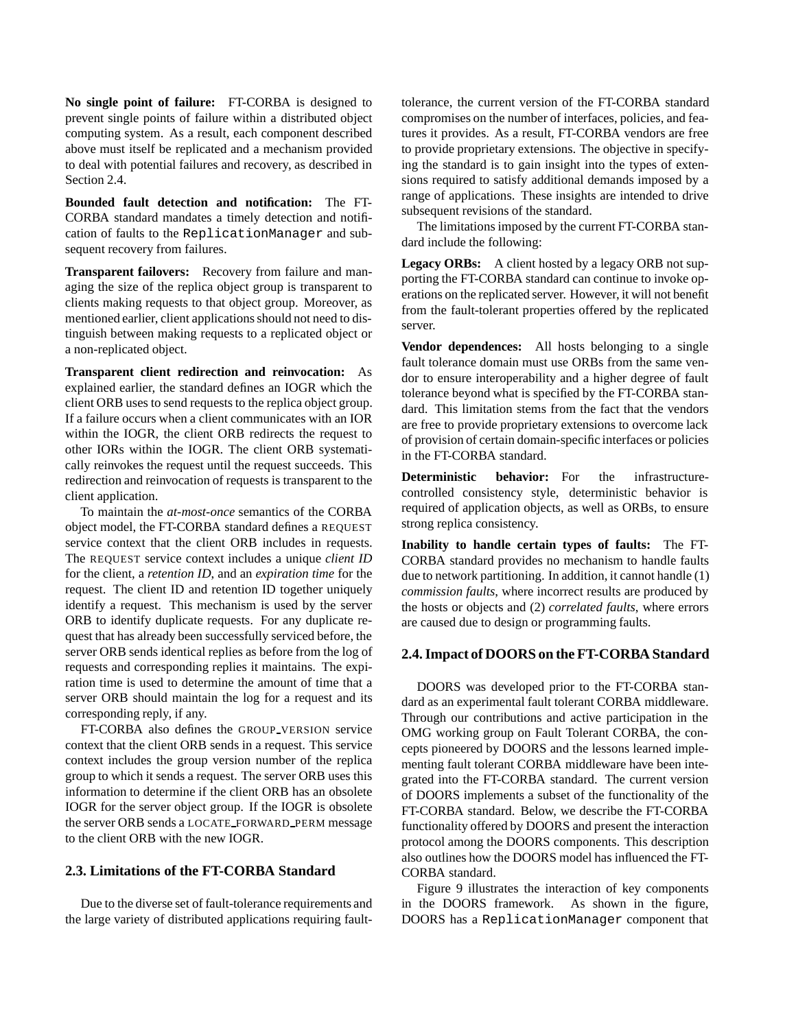**No single point of failure:** FT-CORBA is designed to prevent single points of failure within a distributed object computing system. As a result, each component described above must itself be replicated and a mechanism provided to deal with potential failures and recovery, as described in Section 2.4.

**Bounded fault detection and notification:** The FT-CORBA standard mandates a timely detection and notification of faults to the `ReplicationManager` and subsequent recovery from failures.

**Transparent failovers:** Recovery from failure and managing the size of the replica object group is transparent to clients making requests to that object group. Moreover, as mentioned earlier, client applications should not need to distinguish between making requests to a replicated object or a non-replicated object.

**Transparent client redirection and reinvocation:** As explained earlier, the standard defines an IOGR which the client ORB uses to send requests to the replica object group. If a failure occurs when a client communicates with an IOR within the IOGR, the client ORB redirects the request to other IORs within the IOGR. The client ORB systematically reinvokes the request until the request succeeds. This redirection and reinvocation of requests is transparent to the client application.

To maintain the *at-most-once* semantics of the CORBA object model, the FT-CORBA standard defines a REQUEST service context that the client ORB includes in requests. The REQUEST service context includes a unique *client ID* for the client, a *retention ID*, and an *expiration time* for the request. The client ID and retention ID together uniquely identify a request. This mechanism is used by the server ORB to identify duplicate requests. For any duplicate request that has already been successfully serviced before, the server ORB sends identical replies as before from the log of requests and corresponding replies it maintains. The expiration time is used to determine the amount of time that a server ORB should maintain the log for a request and its corresponding reply, if any.

FT-CORBA also defines the GROUP_VERSION service context that the client ORB sends in a request. This service context includes the group version number of the replica group to which it sends a request. The server ORB uses this information to determine if the client ORB has an obsolete IOGR for the server object group. If the IOGR is obsolete the server ORB sends a LOCATE_FORWARD_PERM message to the client ORB with the new IOGR.

### 2.3. Limitations of the FT-CORBA Standard

Due to the diverse set of fault-tolerance requirements and the large variety of distributed applications requiring fault-tolerance, the current version of the FT-CORBA standard compromises on the number of interfaces, policies, and features it provides. As a result, FT-CORBA vendors are free to provide proprietary extensions. The objective in specifying the standard is to gain insight into the types of extensions required to satisfy additional demands imposed by a range of applications. These insights are intended to drive subsequent revisions of the standard.

The limitations imposed by the current FT-CORBA standard include the following:

**Legacy ORBs:** A client hosted by a legacy ORB not supporting the FT-CORBA standard can continue to invoke operations on the replicated server. However, it will not benefit from the fault-tolerant properties offered by the replicated server.

**Vendor dependences:** All hosts belonging to a single fault tolerance domain must use ORBs from the same vendor to ensure interoperability and a higher degree of fault tolerance beyond what is specified by the FT-CORBA standard. This limitation stems from the fact that the vendors are free to provide proprietary extensions to overcome lack of provision of certain domain-specific interfaces or policies in the FT-CORBA standard.

**Deterministic behavior:** For the infrastructure-controlled consistency style, deterministic behavior is required of application objects, as well as ORBs, to ensure strong replica consistency.

**Inability to handle certain types of faults:** The FT-CORBA standard provides no mechanism to handle faults due to network partitioning. In addition, it cannot handle (1) *commission faults*, where incorrect results are produced by the hosts or objects and (2) *correlated faults*, where errors are caused due to design or programming faults.

### 2.4. Impact of DOORS on the FT-CORBA Standard

DOORS was developed prior to the FT-CORBA standard as an experimental fault tolerant CORBA middleware. Through our contributions and active participation in the OMG working group on Fault Tolerant CORBA, the concepts pioneered by DOORS and the lessons learned implementing fault tolerant CORBA middleware have been integrated into the FT-CORBA standard. The current version of DOORS implements a subset of the functionality of the FT-CORBA standard. Below, we describe the FT-CORBA functionality offered by DOORS and present the interaction protocol among the DOORS components. This description also outlines how the DOORS model has influenced the FT-CORBA standard.

Figure 9 illustrates the interaction of key components in the DOORS framework. As shown in the figure, DOORS has a `ReplicationManager` component that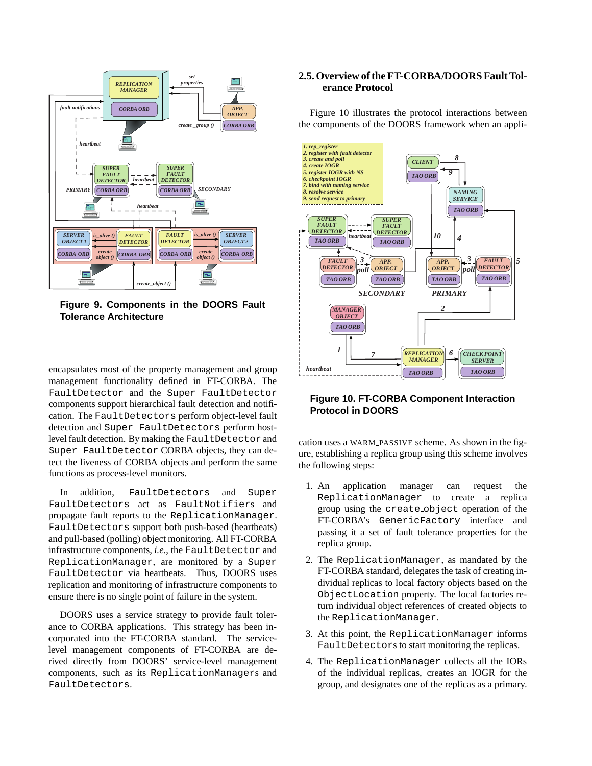**Figure 9. Components in the DOORS Fault Tolerance Architecture**

encapsulates most of the property management and group management functionality defined in FT-CORBA. The `FaultDetector` and the `Super FaultDetector` components support hierarchical fault detection and notification. The `FaultDetectors` perform object-level fault detection and `Super FaultDetectors` perform host-level fault detection. By making the `FaultDetector` and `Super FaultDetector` CORBA objects, they can detect the liveness of CORBA objects and perform the same functions as process-level monitors.

In addition, `FaultDetectors` and `Super FaultDetectors` act as `FaultNotifiers` and propagate fault reports to the `ReplicationManager`. `FaultDetectors` support both push-based (heartbeats) and pull-based (polling) object monitoring. All FT-CORBA infrastructure components, *i.e.*, the `FaultDetector` and `ReplicationManager`, are monitored by a `Super FaultDetector` via heartbeats. Thus, DOORS uses replication and monitoring of infrastructure components to ensure there is no single point of failure in the system.

DOORS uses a service strategy to provide fault tolerance to CORBA applications. This strategy has been incorporated into the FT-CORBA standard. The service-level management components of FT-CORBA are derived directly from DOORS' service-level management components, such as its `ReplicationManagers` and `FaultDetectors`.

## 2.5. Overview of the FT-CORBA/DOORS Fault Tolerance Protocol

Figure 10 illustrates the protocol interactions between the components of the DOORS framework when an application uses a WARM_PASSIVE scheme. As shown in the figure, establishing a replica group using this scheme involves the following steps:

**Figure 10. FT-CORBA Component Interaction Protocol in DOORS**

1. An application manager can request the `ReplicationManager` to create a replica group using the `create_object` operation of the FT-CORBA's `GenericFactory` interface and passing it a set of fault tolerance properties for the replica group.
2. The `ReplicationManager`, as mandated by the FT-CORBA standard, delegates the task of creating individual replicas to local factory objects based on the `ObjectLocation` property. The local factories return individual object references of created objects to the `ReplicationManager`.
3. At this point, the `ReplicationManager` informs `FaultDetectors` to start monitoring the replicas.
4. The `ReplicationManager` collects all the IORs of the individual replicas, creates an IOGR for the group, and designates one of the replicas as a primary.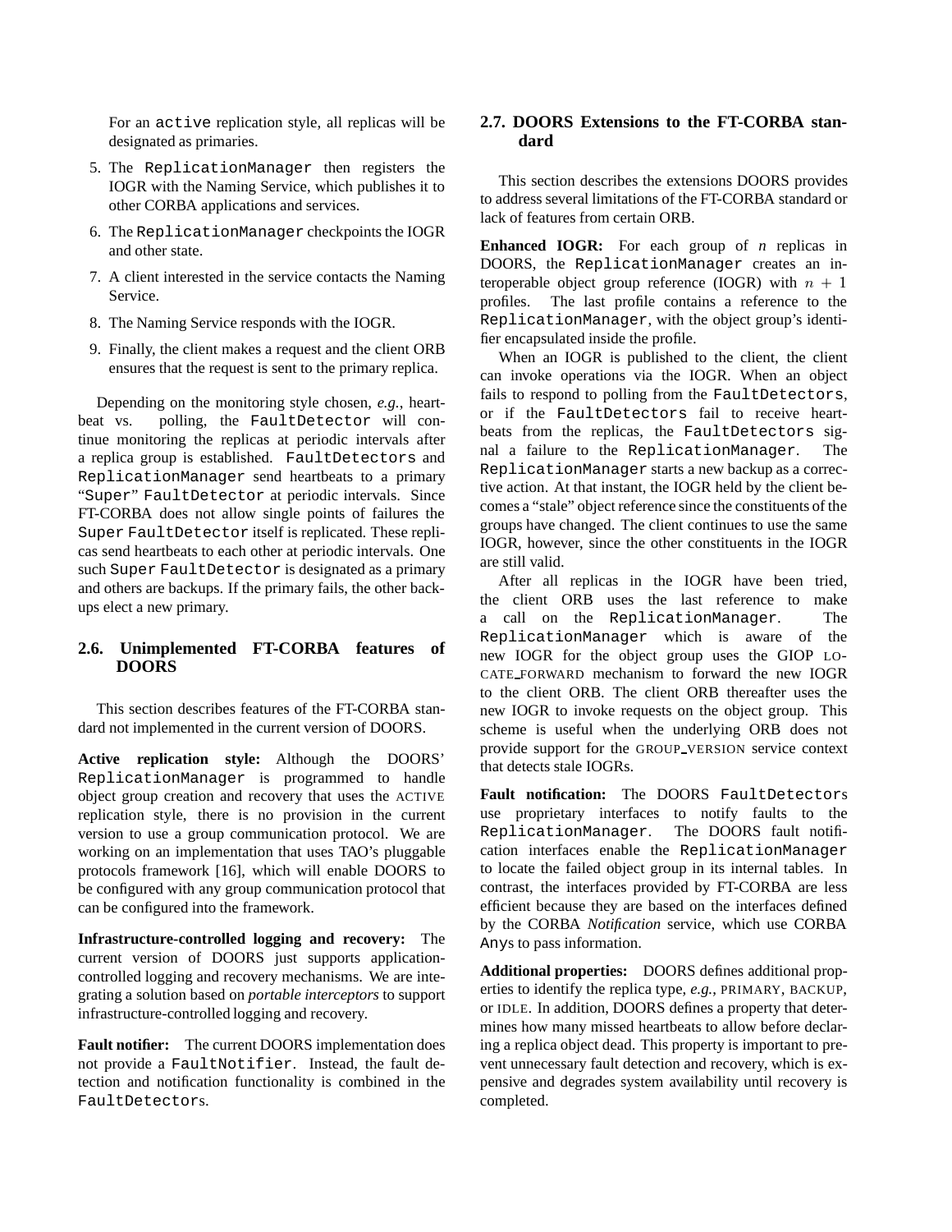For an active replication style, all replicas will be designated as primaries.

5. The ReplicationManager then registers the IOGR with the Naming Service, which publishes it to other CORBA applications and services.
6. The ReplicationManager checkpoints the IOGR and other state.
7. A client interested in the service contacts the Naming Service.
8. The Naming Service responds with the IOGR.
9. Finally, the client makes a request and the client ORB ensures that the request is sent to the primary replica.

Depending on the monitoring style chosen, *e.g.*, heartbeat vs. polling, the FaultDetector will continue monitoring the replicas at periodic intervals after a replica group is established. FaultDetectors and ReplicationManager send heartbeats to a primary "Super" FaultDetector at periodic intervals. Since FT-CORBA does not allow single points of failures the Super FaultDetector itself is replicated. These replicas send heartbeats to each other at periodic intervals. One such Super FaultDetector is designated as a primary and others are backups. If the primary fails, the other backups elect a new primary.

## 2.6. Unimplemented FT-CORBA features of DOORS

This section describes features of the FT-CORBA standard not implemented in the current version of DOORS.

**Active replication style:** Although the DOORS' ReplicationManager is programmed to handle object group creation and recovery that uses the ACTIVE replication style, there is no provision in the current version to use a group communication protocol. We are working on an implementation that uses TAO's pluggable protocols framework [16], which will enable DOORS to be configured with any group communication protocol that can be configured into the framework.

**Infrastructure-controlled logging and recovery:** The current version of DOORS just supports application-controlled logging and recovery mechanisms. We are integrating a solution based on *portable interceptors* to support infrastructure-controlled logging and recovery.

**Fault notifier:** The current DOORS implementation does not provide a FaultNotifier. Instead, the fault detection and notification functionality is combined in the FaultDetectors.

## 2.7. DOORS Extensions to the FT-CORBA standard

This section describes the extensions DOORS provides to address several limitations of the FT-CORBA standard or lack of features from certain ORB.

**Enhanced IOGR:** For each group of *n* replicas in DOORS, the ReplicationManager creates an interoperable object group reference (IOGR) with $n + 1$ profiles. The last profile contains a reference to the ReplicationManager, with the object group's identifier encapsulated inside the profile.

When an IOGR is published to the client, the client can invoke operations via the IOGR. When an object fails to respond to polling from the FaultDetectors, or if the FaultDetectors fail to receive heartbeats from the replicas, the FaultDetectors signal a failure to the ReplicationManager. The ReplicationManager starts a new backup as a corrective action. At that instant, the IOGR held by the client becomes a "stale" object reference since the constituents of the groups have changed. The client continues to use the same IOGR, however, since the other constituents in the IOGR are still valid.

After all replicas in the IOGR have been tried, the client ORB uses the last reference to make a call on the ReplicationManager. The ReplicationManager which is aware of the new IOGR for the object group uses the GIOP LOCATE_FORWARD mechanism to forward the new IOGR to the client ORB. The client ORB thereafter uses the new IOGR to invoke requests on the object group. This scheme is useful when the underlying ORB does not provide support for the GROUP_VERSION service context that detects stale IOGRs.

**Fault notification:** The DOORS FaultDetectors use proprietary interfaces to notify faults to the ReplicationManager. The DOORS fault notification interfaces enable the ReplicationManager to locate the failed object group in its internal tables. In contrast, the interfaces provided by FT-CORBA are less efficient because they are based on the interfaces defined by the CORBA *Notification* service, which use CORBA Anys to pass information.

**Additional properties:** DOORS defines additional properties to identify the replica type, *e.g.*, PRIMARY, BACKUP, or IDLE. In addition, DOORS defines a property that determines how many missed heartbeats to allow before declaring a replica object dead. This property is important to prevent unnecessary fault detection and recovery, which is expensive and degrades system availability until recovery is completed.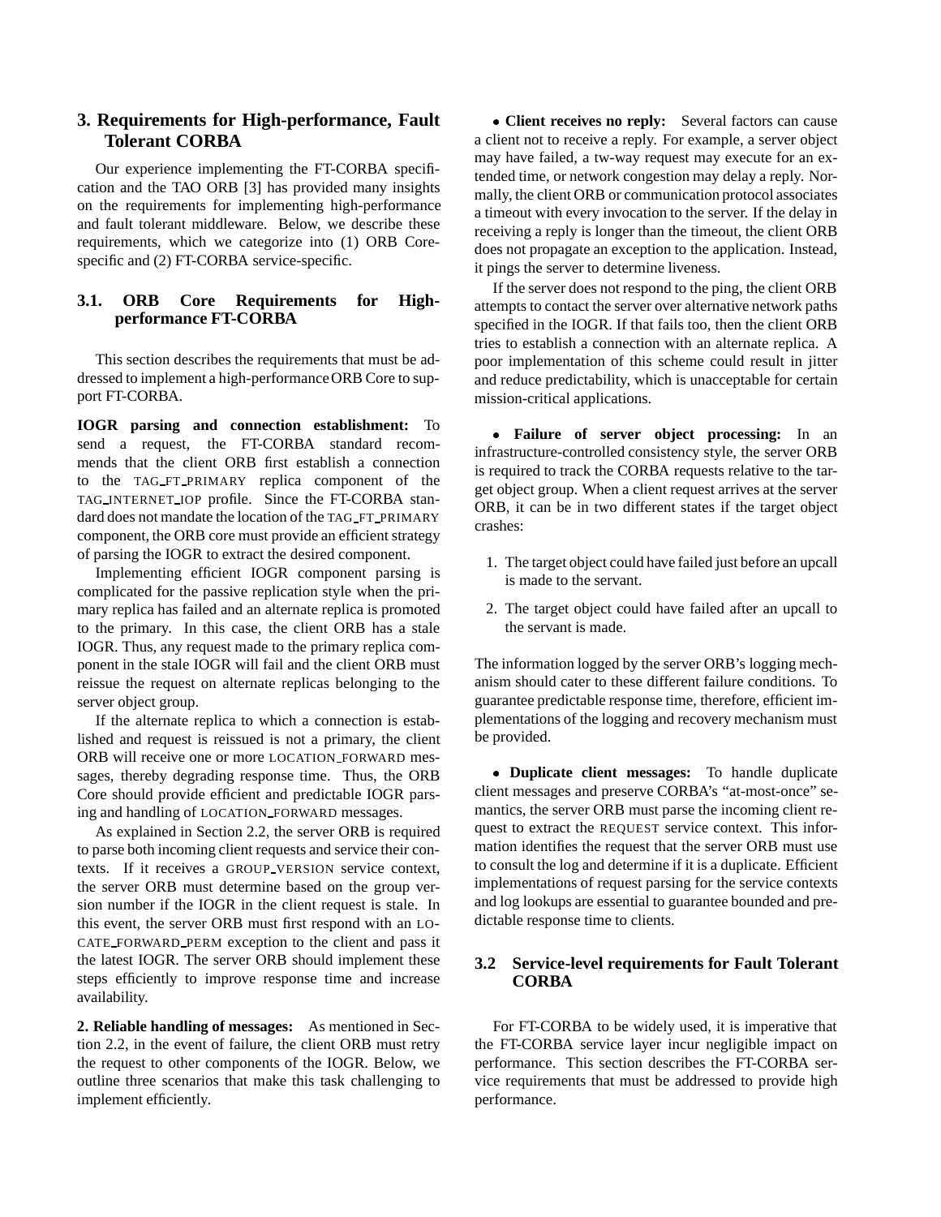## 3. Requirements for High-performance, Fault Tolerant CORBA

Our experience implementing the FT-CORBA specification and the TAO ORB [3] has provided many insights on the requirements for implementing high-performance and fault tolerant middleware. Below, we describe these requirements, which we categorize into (1) ORB Core-specific and (2) FT-CORBA service-specific.

### 3.1. ORB Core Requirements for High-performance FT-CORBA

This section describes the requirements that must be addressed to implement a high-performance ORB Core to support FT-CORBA.

**IOGR parsing and connection establishment:** To send a request, the FT-CORBA standard recommends that the client ORB first establish a connection to the TAG_FT_PRIMARY replica component of the TAG_INTERNET_IOP profile. Since the FT-CORBA standard does not mandate the location of the TAG_FT_PRIMARY component, the ORB core must provide an efficient strategy of parsing the IOGR to extract the desired component.

Implementing efficient IOGR component parsing is complicated for the passive replication style when the primary replica has failed and an alternate replica is promoted to the primary. In this case, the client ORB has a stale IOGR. Thus, any request made to the primary replica component in the stale IOGR will fail and the client ORB must reissue the request on alternate replicas belonging to the server object group.

If the alternate replica to which a connection is established and request is reissued is not a primary, the client ORB will receive one or more LOCATION_FORWARD messages, thereby degrading response time. Thus, the ORB Core should provide efficient and predictable IOGR parsing and handling of LOCATION_FORWARD messages.

As explained in Section 2.2, the server ORB is required to parse both incoming client requests and service their contexts. If it receives a GROUP_VERSION service context, the server ORB must determine based on the group version number if the IOGR in the client request is stale. In this event, the server ORB must first respond with an LOCATE_FORWARD_PERM exception to the client and pass it the latest IOGR. The server ORB should implement these steps efficiently to improve response time and increase availability.

**2. Reliable handling of messages:** As mentioned in Section 2.2, in the event of failure, the client ORB must retry the request to other components of the IOGR. Below, we outline three scenarios that make this task challenging to implement efficiently.

- **Client receives no reply:** Several factors can cause a client not to receive a reply. For example, a server object may have failed, a tw-way request may execute for an extended time, or network congestion may delay a reply. Normally, the client ORB or communication protocol associates a timeout with every invocation to the server. If the delay in receiving a reply is longer than the timeout, the client ORB does not propagate an exception to the application. Instead, it pings the server to determine liveness.

  If the server does not respond to the ping, the client ORB attempts to contact the server over alternative network paths specified in the IOGR. If that fails too, then the client ORB tries to establish a connection with an alternate replica. A poor implementation of this scheme could result in jitter and reduce predictability, which is unacceptable for certain mission-critical applications.

- **Failure of server object processing:** In an infrastructure-controlled consistency style, the server ORB is required to track the CORBA requests relative to the target object group. When a client request arrives at the server ORB, it can be in two different states if the target object crashes:

  1. The target object could have failed just before an upcall is made to the servant.
  2. The target object could have failed after an upcall to the servant is made.

  The information logged by the server ORB's logging mechanism should cater to these different failure conditions. To guarantee predictable response time, therefore, efficient implementations of the logging and recovery mechanism must be provided.

- **Duplicate client messages:** To handle duplicate client messages and preserve CORBA's "at-most-once" semantics, the server ORB must parse the incoming client request to extract the REQUEST service context. This information identifies the request that the server ORB must use to consult the log and determine if it is a duplicate. Efficient implementations of request parsing for the service contexts and log lookups are essential to guarantee bounded and predictable response time to clients.

### 3.2 Service-level requirements for Fault Tolerant CORBA

For FT-CORBA to be widely used, it is imperative that the FT-CORBA service layer incur negligible impact on performance. This section describes the FT-CORBA service requirements that must be addressed to provide high performance.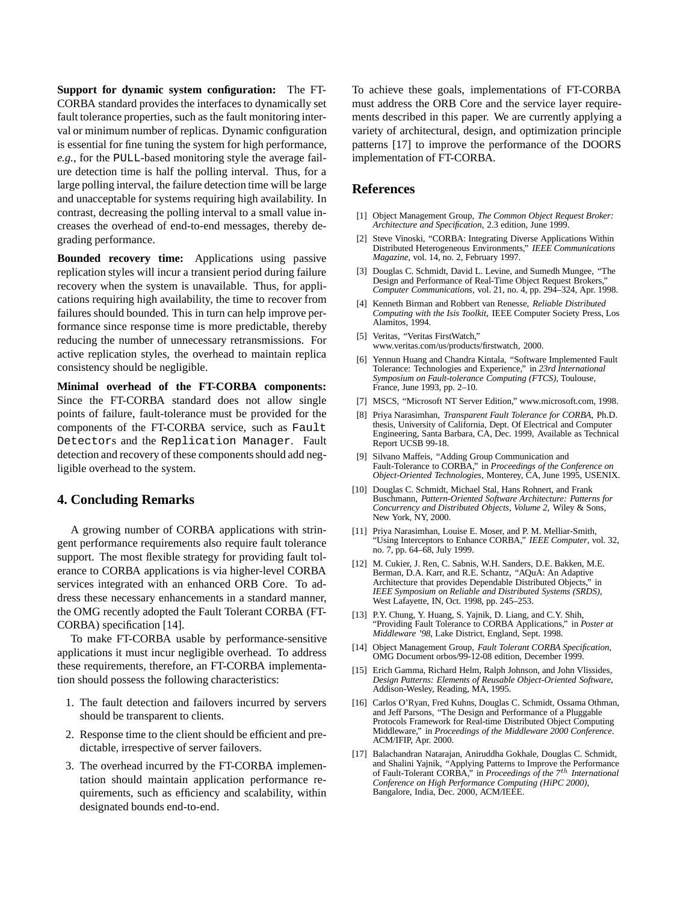**Support for dynamic system configuration:** The FT-CORBA standard provides the interfaces to dynamically set fault tolerance properties, such as the fault monitoring interval or minimum number of replicas. Dynamic configuration is essential for fine tuning the system for high performance, *e.g.*, for the PULL-based monitoring style the average failure detection time is half the polling interval. Thus, for a large polling interval, the failure detection time will be large and unacceptable for systems requiring high availability. In contrast, decreasing the polling interval to a small value increases the overhead of end-to-end messages, thereby degrading performance.

**Bounded recovery time:** Applications using passive replication styles will incur a transient period during failure recovery when the system is unavailable. Thus, for applications requiring high availability, the time to recover from failures should bounded. This in turn can help improve performance since response time is more predictable, thereby reducing the number of unnecessary retransmissions. For active replication styles, the overhead to maintain replica consistency should be negligible.

**Minimal overhead of the FT-CORBA components:** Since the FT-CORBA standard does not allow single points of failure, fault-tolerance must be provided for the components of the FT-CORBA service, such as Fault Detectors and the Replication Manager. Fault detection and recovery of these components should add negligible overhead to the system.

## 4. Concluding Remarks

A growing number of CORBA applications with stringent performance requirements also require fault tolerance support. The most flexible strategy for providing fault tolerance to CORBA applications is via higher-level CORBA services integrated with an enhanced ORB Core. To address these necessary enhancements in a standard manner, the OMG recently adopted the Fault Tolerant CORBA (FT-CORBA) specification [14].

To make FT-CORBA usable by performance-sensitive applications it must incur negligible overhead. To address these requirements, therefore, an FT-CORBA implementation should possess the following characteristics:

1. The fault detection and failovers incurred by servers should be transparent to clients.
2. Response time to the client should be efficient and predictable, irrespective of server failovers.
3. The overhead incurred by the FT-CORBA implementation should maintain application performance requirements, such as efficiency and scalability, within designated bounds end-to-end.

To achieve these goals, implementations of FT-CORBA must address the ORB Core and the service layer requirements described in this paper. We are currently applying a variety of architectural, design, and optimization principle patterns [17] to improve the performance of the DOORS implementation of FT-CORBA.

## References

[1] Object Management Group, *The Common Object Request Broker: Architecture and Specification*, 2.3 edition, June 1999.

[2] Steve Vinoski, "CORBA: Integrating Diverse Applications Within Distributed Heterogeneous Environments," *IEEE Communications Magazine*, vol. 14, no. 2, February 1997.

[3] Douglas C. Schmidt, David L. Levine, and Sumedh Mungee, "The Design and Performance of Real-Time Object Request Brokers," *Computer Communications*, vol. 21, no. 4, pp. 294–324, Apr. 1998.

[4] Kenneth Birman and Robbert van Renesse, *Reliable Distributed Computing with the Isis Toolkit*, IEEE Computer Society Press, Los Alamitos, 1994.

[5] Veritas, "Veritas FirstWatch," www.veritas.com/us/products/firstwatch, 2000.

[6] Yennun Huang and Chandra Kintala, "Software Implemented Fault Tolerance: Technologies and Experience," in *23rd International Symposium on Fault-tolerance Computing (FTCS)*, Toulouse, France, June 1993, pp. 2–10.

[7] MSCS, "Microsoft NT Server Edition," www.microsoft.com, 1998.

[8] Priya Narasimhan, *Transparent Fault Tolerance for CORBA*, Ph.D. thesis, University of California, Dept. Of Electrical and Computer Engineering, Santa Barbara, CA, Dec. 1999, Available as Technical Report UCSB 99-18.

[9] Silvano Maffeis, "Adding Group Communication and Fault-Tolerance to CORBA," in *Proceedings of the Conference on Object-Oriented Technologies*, Monterey, CA, June 1995, USENIX.

[10] Douglas C. Schmidt, Michael Stal, Hans Rohnert, and Frank Buschmann, *Pattern-Oriented Software Architecture: Patterns for Concurrency and Distributed Objects, Volume 2*, Wiley & Sons, New York, NY, 2000.

[11] Priya Narasimhan, Louise E. Moser, and P. M. Melliar-Smith, "Using Interceptors to Enhance CORBA," *IEEE Computer*, vol. 32, no. 7, pp. 64–68, July 1999.

[12] M. Cukier, J. Ren, C. Sabnis, W.H. Sanders, D.E. Bakken, M.E. Berman, D.A. Karr, and R.E. Schantz, "AQuA: An Adaptive Architecture that provides Dependable Distributed Objects," in *IEEE Symposium on Reliable and Distributed Systems (SRDS)*, West Lafayette, IN, Oct. 1998, pp. 245–253.

[13] P.Y. Chung, Y. Huang, S. Yajnik, D. Liang, and C.Y. Shih, "Providing Fault Tolerance to CORBA Applications," in *Poster at Middleware '98*, Lake District, England, Sept. 1998.

[14] Object Management Group, *Fault Tolerant CORBA Specification*, OMG Document orbos/99-12-08 edition, December 1999.

[15] Erich Gamma, Richard Helm, Ralph Johnson, and John Vlissides, *Design Patterns: Elements of Reusable Object-Oriented Software*, Addison-Wesley, Reading, MA, 1995.

[16] Carlos O'Ryan, Fred Kuhns, Douglas C. Schmidt, Ossama Othman, and Jeff Parsons, "The Design and Performance of a Pluggable Protocols Framework for Real-time Distributed Object Computing Middleware," in *Proceedings of the Middleware 2000 Conference*. ACM/IFIP, Apr. 2000.

[17] Balachandran Natarajan, Aniruddha Gokhale, Douglas C. Schmidt, and Shalini Yajnik, "Applying Patterns to Improve the Performance of Fault-Tolerant CORBA," in *Proceedings of the $7^{th}$ International Conference on High Performance Computing (HiPC 2000)*, Bangalore, India, Dec. 2000, ACM/IEEE.